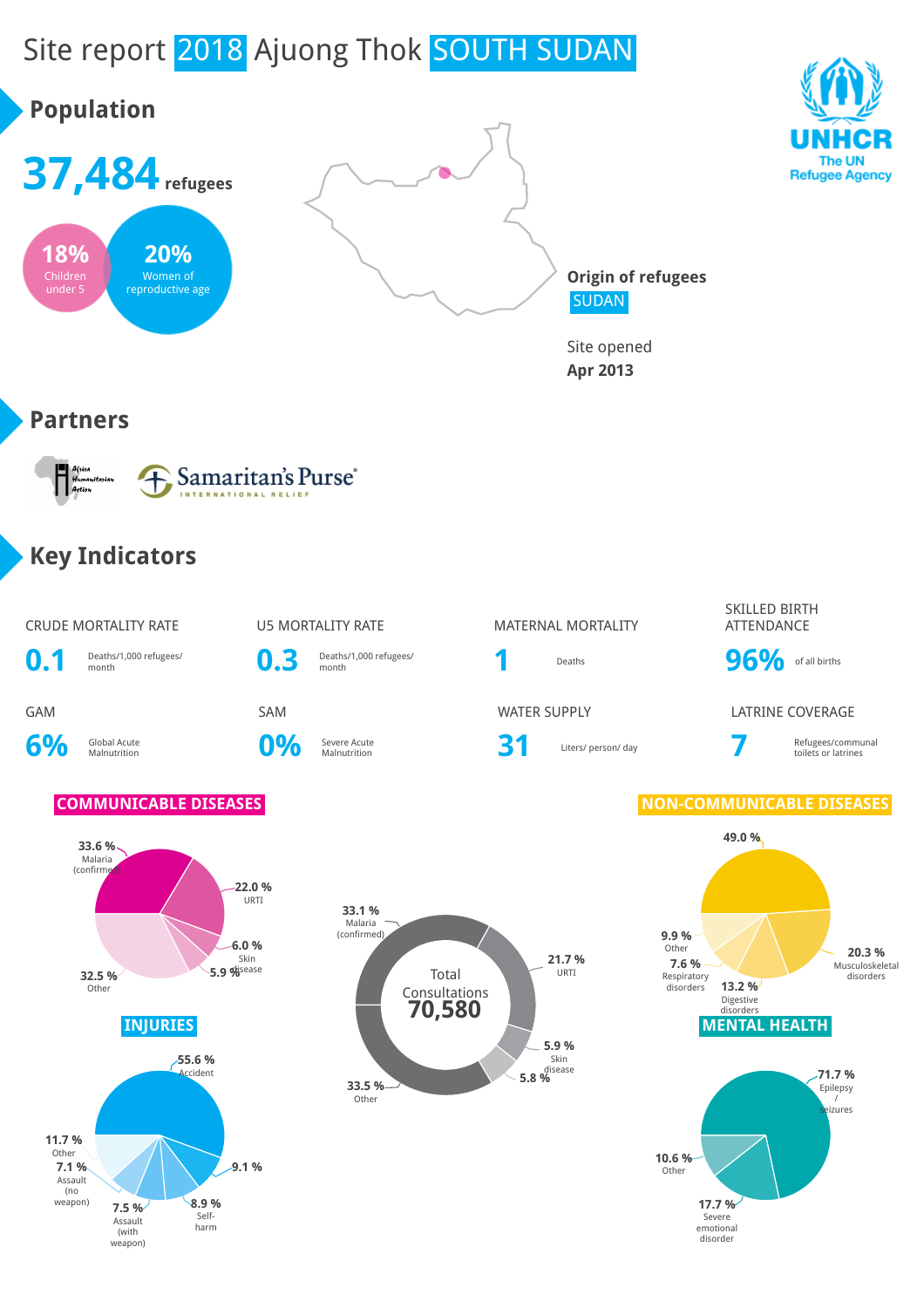# Site report 2018 Ajuong Thok SOUTH SUDAN

## Population

**37,484** refugees

**18%** Children under 5

**20%** Women of reproductive age

**Origin of refugees**
SUDAN

Site opened
**Apr 2013**

UNHCR The UN Refugee Agency

## Partners

Africa Humanitarian Action

Samaritan's Purse INTERNATIONAL RELIEF

## Key Indicators

| CRUDE MORTALITY RATE | U5 MORTALITY RATE | MATERNAL MORTALITY | SKILLED BIRTH ATTENDANCE |
|---|---|---|---|
| **0.1** Deaths/1,000 refugees/month | **0.3** Deaths/1,000 refugees/month | **1** Deaths | **96%** of all births |

| GAM | SAM | WATER SUPPLY | LATRINE COVERAGE |
|---|---|---|---|
| **6%** Global Acute Malnutrition | **0%** Severe Acute Malnutrition | **31** Liters/ person/ day | **7** Refugees/communal toilets or latrines |

### COMMUNICABLE DISEASES

- 33.6 % Malaria (confirmed)
- 22.0 % URTI
- 6.0 % Skin disease
- 5.9 %
- 32.5 % Other

### Total Consultations 70,580

- 33.1 % Malaria (confirmed)
- 21.7 % URTI
- 5.9 % Skin disease
- 5.8 %
- 33.5 % Other

### NON-COMMUNICABLE DISEASES

- 49.0 %
- 20.3 % Musculoskeletal disorders
- 13.2 % Digestive disorders
- 7.6 % Respiratory disorders
- 9.9 % Other

### INJURIES

- 55.6 % Accident
- 9.1 %
- 8.9 % Self-harm
- 7.5 % Assault (with weapon)
- 7.1 % Assault (no weapon)
- 11.7 % Other

### MENTAL HEALTH

- 71.7 % Epilepsy / seizures
- 17.7 % Severe emotional disorder
- 10.6 % Other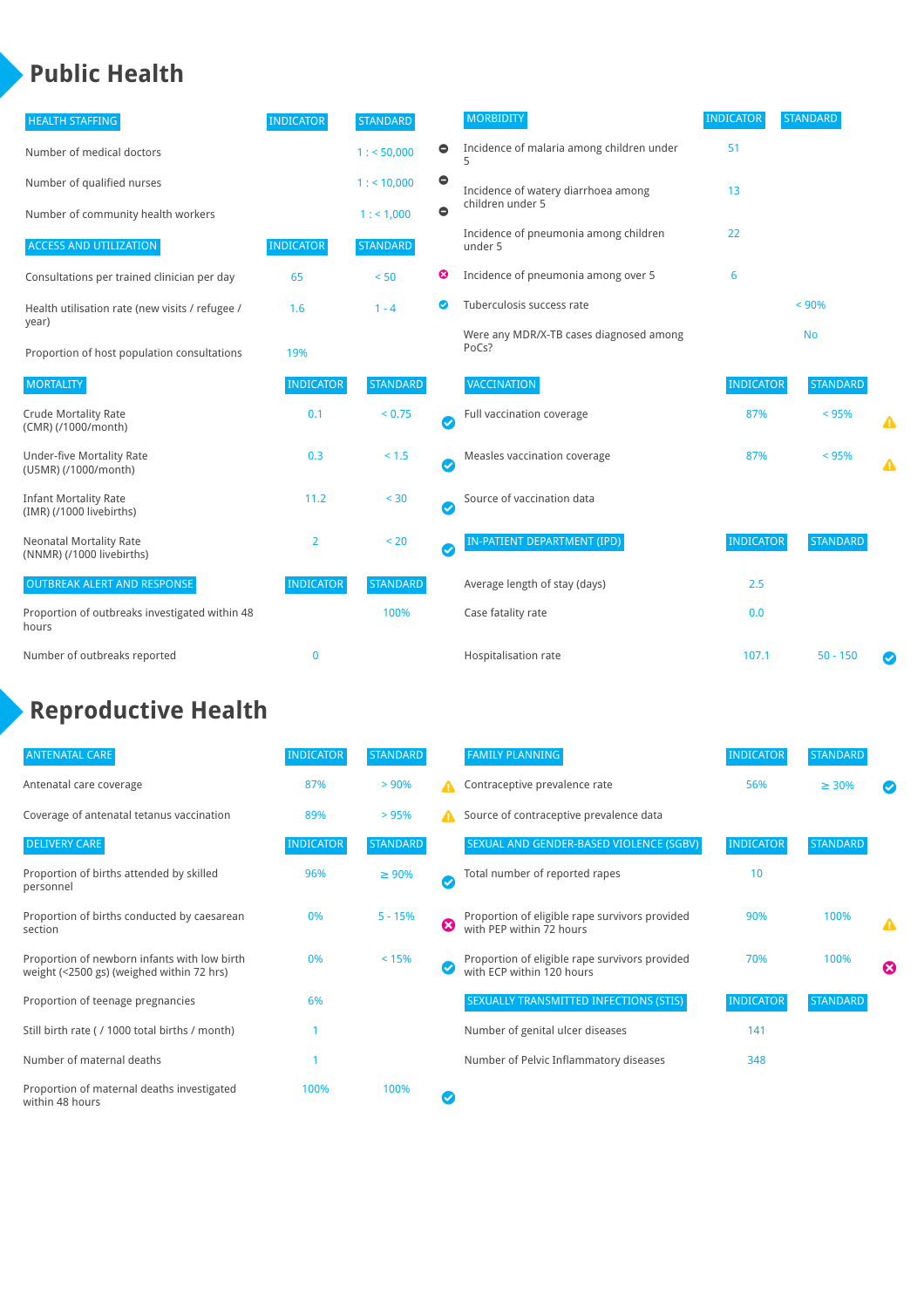# Public Health

| HEALTH STAFFING | INDICATOR | STANDARD | |
|---|---|---|---|
| Number of medical doctors | | 1 : < 50,000 | ⊖ |
| Number of qualified nurses | | 1 : < 10,000 | ⊖ |
| Number of community health workers | | 1 : < 1,000 | ⊖ |

| ACCESS AND UTILIZATION | INDICATOR | STANDARD | |
|---|---|---|---|
| Consultations per trained clinician per day | 65 | < 50 | ✖ |
| Health utilisation rate (new visits / refugee / year) | 1.6 | 1 - 4 | ✔ |
| Proportion of host population consultations | 19% | | |

| MORTALITY | INDICATOR | STANDARD | |
|---|---|---|---|
| Crude Mortality Rate (CMR) (/1000/month) | 0.1 | < 0.75 | ✔ |
| Under-five Mortality Rate (U5MR) (/1000/month) | 0.3 | < 1.5 | ✔ |
| Infant Mortality Rate (IMR) (/1000 livebirths) | 11.2 | < 30 | ✔ |
| Neonatal Mortality Rate (NNMR) (/1000 livebirths) | 2 | < 20 | ✔ |

| OUTBREAK ALERT AND RESPONSE | INDICATOR | STANDARD | |
|---|---|---|---|
| Proportion of outbreaks investigated within 48 hours | | 100% | |
| Number of outbreaks reported | 0 | | |

| MORBIDITY | INDICATOR | STANDARD | |
|---|---|---|---|
| Incidence of malaria among children under 5 | 51 | | |
| Incidence of watery diarrhoea among children under 5 | 13 | | |
| Incidence of pneumonia among children under 5 | 22 | | |
| Incidence of pneumonia among over 5 | 6 | | |
| Tuberculosis success rate | | < 90% | |
| Were any MDR/X-TB cases diagnosed among PoCs? | | No | |

| VACCINATION | INDICATOR | STANDARD | |
|---|---|---|---|
| Full vaccination coverage | 87% | < 95% | ⚠ |
| Measles vaccination coverage | 87% | < 95% | ⚠ |
| Source of vaccination data | | | |

| IN-PATIENT DEPARTMENT (IPD) | INDICATOR | STANDARD | |
|---|---|---|---|
| Average length of stay (days) | 2.5 | | |
| Case fatality rate | 0.0 | | |
| Hospitalisation rate | 107.1 | 50 - 150 | ✔ |

# Reproductive Health

| ANTENATAL CARE | INDICATOR | STANDARD | |
|---|---|---|---|
| Antenatal care coverage | 87% | > 90% | ⚠ |
| Coverage of antenatal tetanus vaccination | 89% | > 95% | ⚠ |

| DELIVERY CARE | INDICATOR | STANDARD | |
|---|---|---|---|
| Proportion of births attended by skilled personnel | 96% | ≥ 90% | ✔ |
| Proportion of births conducted by caesarean section | 0% | 5 - 15% | ✖ |
| Proportion of newborn infants with low birth weight (<2500 gs) (weighed within 72 hrs) | 0% | < 15% | ✔ |
| Proportion of teenage pregnancies | 6% | | |
| Still birth rate ( / 1000 total births / month) | 1 | | |
| Number of maternal deaths | 1 | | |
| Proportion of maternal deaths investigated within 48 hours | 100% | 100% | ✔ |

| FAMILY PLANNING | INDICATOR | STANDARD | |
|---|---|---|---|
| Contraceptive prevalence rate | 56% | ≥ 30% | ✔ |
| Source of contraceptive prevalence data | | | |

| SEXUAL AND GENDER-BASED VIOLENCE (SGBV) | INDICATOR | STANDARD | |
|---|---|---|---|
| Total number of reported rapes | 10 | | |
| Proportion of eligible rape survivors provided with PEP within 72 hours | 90% | 100% | ⚠ |
| Proportion of eligible rape survivors provided with ECP within 120 hours | 70% | 100% | ✖ |

| SEXUALLY TRANSMITTED INFECTIONS (STIS) | INDICATOR | STANDARD |
|---|---|---|
| Number of genital ulcer diseases | 141 | |
| Number of Pelvic Inflammatory diseases | 348 | |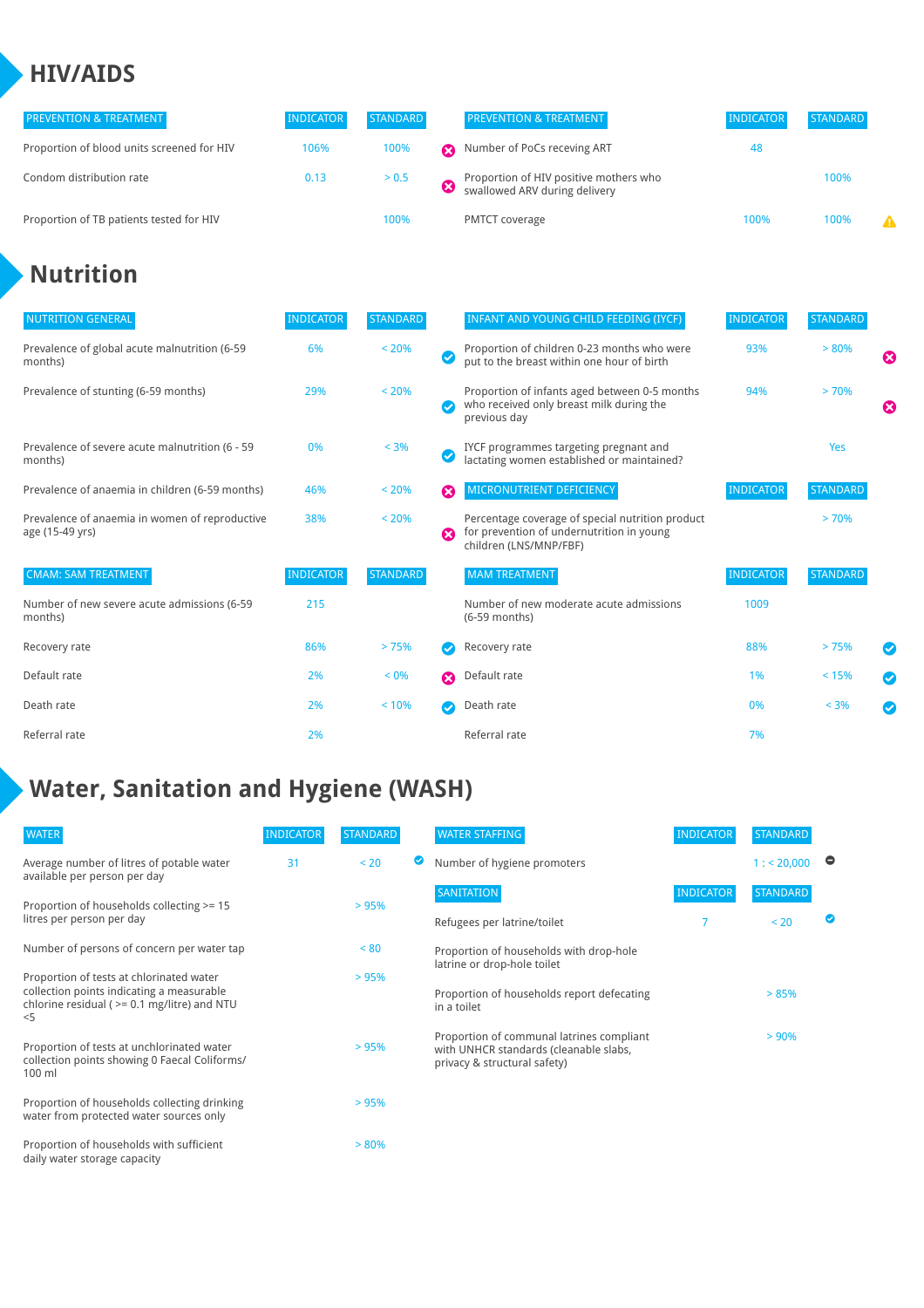# HIV/AIDS

| PREVENTION & TREATMENT | INDICATOR | STANDARD | |
|---|---|---|---|
| Proportion of blood units screened for HIV | 106% | 100% | ✖ |
| Condom distribution rate | 0.13 | > 0.5 | ✖ |
| Proportion of TB patients tested for HIV | | 100% | |

| PREVENTION & TREATMENT | INDICATOR | STANDARD | |
|---|---|---|---|
| Number of PoCs receving ART | 48 | | |
| Proportion of HIV positive mothers who swallowed ARV during delivery | | 100% | |
| PMTCT coverage | 100% | 100% | ⚠ |

# Nutrition

| NUTRITION GENERAL | INDICATOR | STANDARD | |
|---|---|---|---|
| Prevalence of global acute malnutrition (6-59 months) | 6% | < 20% | ✔ |
| Prevalence of stunting (6-59 months) | 29% | < 20% | ✔ |
| Prevalence of severe acute malnutrition (6 - 59 months) | 0% | < 3% | ✔ |
| Prevalence of anaemia in children (6-59 months) | 46% | < 20% | ✖ |
| Prevalence of anaemia in women of reproductive age (15-49 yrs) | 38% | < 20% | ✖ |

| INFANT AND YOUNG CHILD FEEDING (IYCF) | INDICATOR | STANDARD | |
|---|---|---|---|
| Proportion of children 0-23 months who were put to the breast within one hour of birth | 93% | > 80% | ✖ |
| Proportion of infants aged between 0-5 months who received only breast milk during the previous day | 94% | > 70% | ✖ |
| IYCF programmes targeting pregnant and lactating women established or maintained? | | Yes | |

| MICRONUTRIENT DEFICIENCY | INDICATOR | STANDARD | |
|---|---|---|---|
| Percentage coverage of special nutrition product for prevention of undernutrition in young children (LNS/MNP/FBF) | | > 70% | |

| CMAM: SAM TREATMENT | INDICATOR | STANDARD | |
|---|---|---|---|
| Number of new severe acute admissions (6-59 months) | 215 | | |
| Recovery rate | 86% | > 75% | ✔ |
| Default rate | 2% | < 0% | ✖ |
| Death rate | 2% | < 10% | ✔ |
| Referral rate | 2% | | |

| MAM TREATMENT | INDICATOR | STANDARD | |
|---|---|---|---|
| Number of new moderate acute admissions (6-59 months) | 1009 | | |
| Recovery rate | 88% | > 75% | ✔ |
| Default rate | 1% | < 15% | ✔ |
| Death rate | 0% | < 3% | ✔ |
| Referral rate | 7% | | |

# Water, Sanitation and Hygiene (WASH)

| WATER | INDICATOR | STANDARD | |
|---|---|---|---|
| Average number of litres of potable water available per person per day | 31 | < 20 | ✔ |
| Proportion of households collecting >= 15 litres per person per day | | > 95% | |
| Number of persons of concern per water tap | | < 80 | |
| Proportion of tests at chlorinated water collection points indicating a measurable chlorine residual ( >= 0.1 mg/litre) and NTU <5 | | > 95% | |
| Proportion of tests at unchlorinated water collection points showing 0 Faecal Coliforms/ 100 ml | | > 95% | |
| Proportion of households collecting drinking water from protected water sources only | | > 95% | |
| Proportion of households with sufficient daily water storage capacity | | > 80% | |

| WATER STAFFING | INDICATOR | STANDARD | |
|---|---|---|---|
| Number of hygiene promoters | | 1 : < 20,000 | ● |

| SANITATION | INDICATOR | STANDARD | |
|---|---|---|---|
| Refugees per latrine/toilet | 7 | < 20 | ✔ |
| Proportion of households with drop-hole latrine or drop-hole toilet | | | |
| Proportion of households report defecating in a toilet | | > 85% | |
| Proportion of communal latrines compliant with UNHCR standards (cleanable slabs, privacy & structural safety) | | > 90% | |